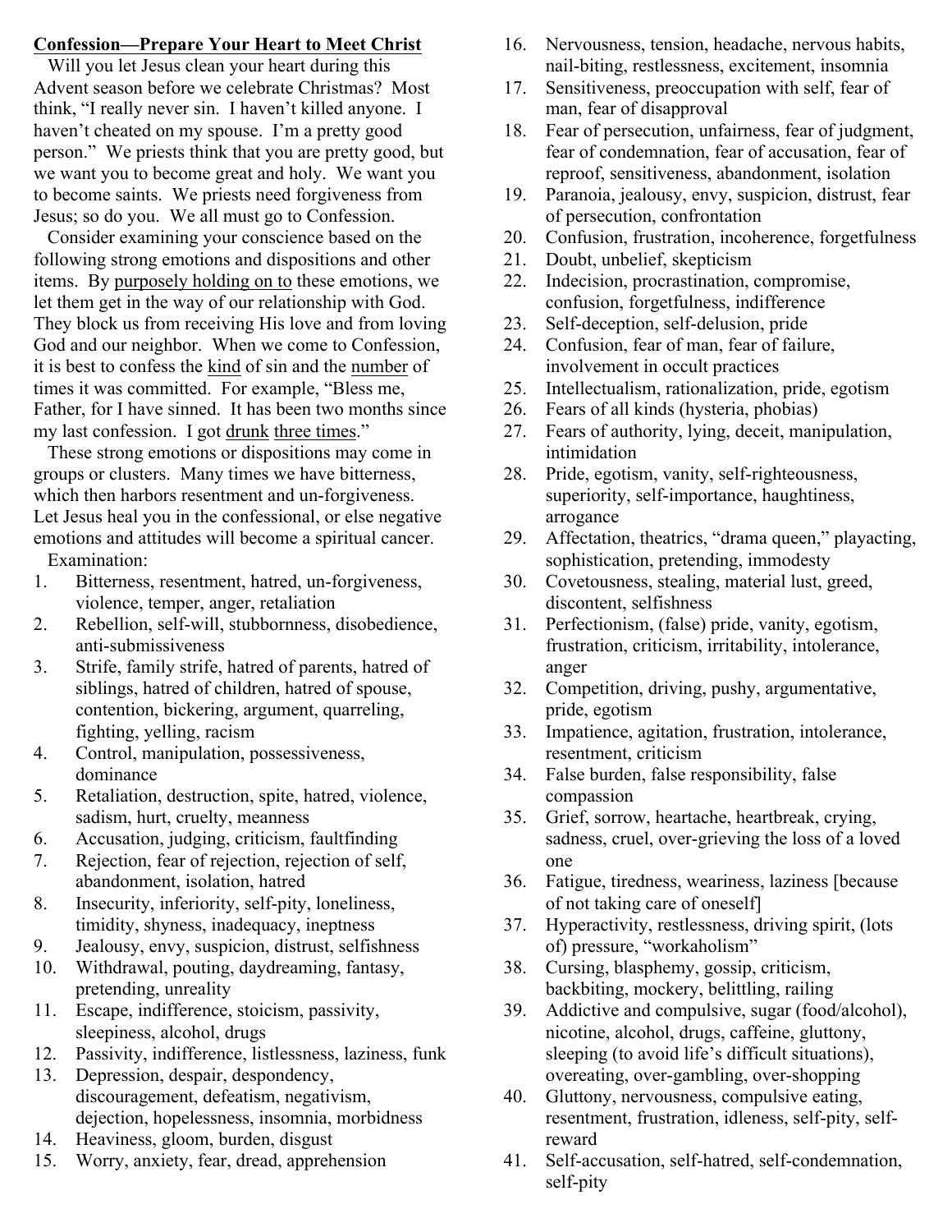**Confession—Prepare Your Heart to Meet Christ**

Will you let Jesus clean your heart during this Advent season before we celebrate Christmas? Most think, "I really never sin. I haven't killed anyone. I haven't cheated on my spouse. I'm a pretty good person." We priests think that you are pretty good, but we want you to become great and holy. We want you to become saints. We priests need forgiveness from Jesus; so do you. We all must go to Confession.

Consider examining your conscience based on the following strong emotions and dispositions and other items. By <u>purposely holding on to</u> these emotions, we let them get in the way of our relationship with God. They block us from receiving His love and from loving God and our neighbor. When we come to Confession, it is best to confess the <u>kind</u> of sin and the <u>number</u> of times it was committed. For example, "Bless me, Father, for I have sinned. It has been two months since my last confession. I got <u>drunk</u> <u>three times</u>."

These strong emotions or dispositions may come in groups or clusters. Many times we have bitterness, which then harbors resentment and un-forgiveness. Let Jesus heal you in the confessional, or else negative emotions and attitudes will become a spiritual cancer.

Examination:

1. Bitterness, resentment, hatred, un-forgiveness, violence, temper, anger, retaliation
2. Rebellion, self-will, stubbornness, disobedience, anti-submissiveness
3. Strife, family strife, hatred of parents, hatred of siblings, hatred of children, hatred of spouse, contention, bickering, argument, quarreling, fighting, yelling, racism
4. Control, manipulation, possessiveness, dominance
5. Retaliation, destruction, spite, hatred, violence, sadism, hurt, cruelty, meanness
6. Accusation, judging, criticism, faultfinding
7. Rejection, fear of rejection, rejection of self, abandonment, isolation, hatred
8. Insecurity, inferiority, self-pity, loneliness, timidity, shyness, inadequacy, ineptness
9. Jealousy, envy, suspicion, distrust, selfishness
10. Withdrawal, pouting, daydreaming, fantasy, pretending, unreality
11. Escape, indifference, stoicism, passivity, sleepiness, alcohol, drugs
12. Passivity, indifference, listlessness, laziness, funk
13. Depression, despair, despondency, discouragement, defeatism, negativism, dejection, hopelessness, insomnia, morbidness
14. Heaviness, gloom, burden, disgust
15. Worry, anxiety, fear, dread, apprehension
16. Nervousness, tension, headache, nervous habits, nail-biting, restlessness, excitement, insomnia
17. Sensitiveness, preoccupation with self, fear of man, fear of disapproval
18. Fear of persecution, unfairness, fear of judgment, fear of condemnation, fear of accusation, fear of reproof, sensitiveness, abandonment, isolation
19. Paranoia, jealousy, envy, suspicion, distrust, fear of persecution, confrontation
20. Confusion, frustration, incoherence, forgetfulness
21. Doubt, unbelief, skepticism
22. Indecision, procrastination, compromise, confusion, forgetfulness, indifference
23. Self-deception, self-delusion, pride
24. Confusion, fear of man, fear of failure, involvement in occult practices
25. Intellectualism, rationalization, pride, egotism
26. Fears of all kinds (hysteria, phobias)
27. Fears of authority, lying, deceit, manipulation, intimidation
28. Pride, egotism, vanity, self-righteousness, superiority, self-importance, haughtiness, arrogance
29. Affectation, theatrics, "drama queen," playacting, sophistication, pretending, immodesty
30. Covetousness, stealing, material lust, greed, discontent, selfishness
31. Perfectionism, (false) pride, vanity, egotism, frustration, criticism, irritability, intolerance, anger
32. Competition, driving, pushy, argumentative, pride, egotism
33. Impatience, agitation, frustration, intolerance, resentment, criticism
34. False burden, false responsibility, false compassion
35. Grief, sorrow, heartache, heartbreak, crying, sadness, cruel, over-grieving the loss of a loved one
36. Fatigue, tiredness, weariness, laziness [because of not taking care of oneself]
37. Hyperactivity, restlessness, driving spirit, (lots of) pressure, "workaholism"
38. Cursing, blasphemy, gossip, criticism, backbiting, mockery, belittling, railing
39. Addictive and compulsive, sugar (food/alcohol), nicotine, alcohol, drugs, caffeine, gluttony, sleeping (to avoid life's difficult situations), overeating, over-gambling, over-shopping
40. Gluttony, nervousness, compulsive eating, resentment, frustration, idleness, self-pity, self-reward
41. Self-accusation, self-hatred, self-condemnation, self-pity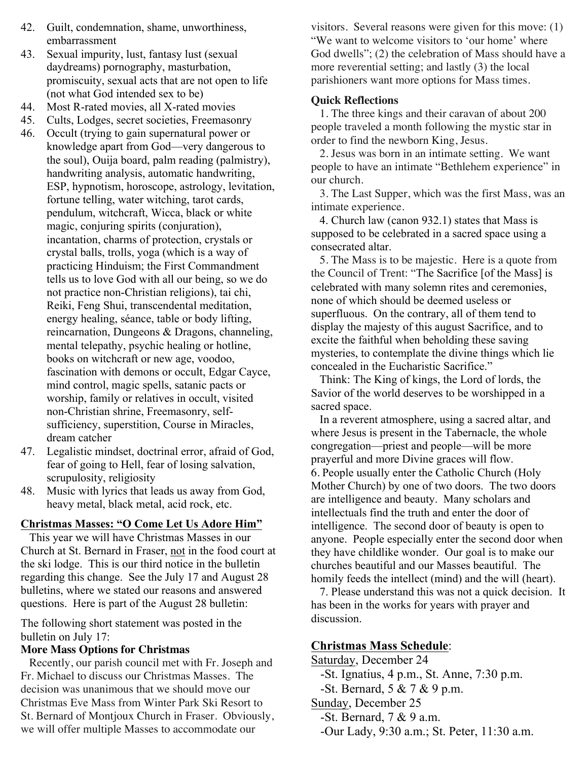42. Guilt, condemnation, shame, unworthiness, embarrassment
43. Sexual impurity, lust, fantasy lust (sexual daydreams) pornography, masturbation, promiscuity, sexual acts that are not open to life (not what God intended sex to be)
44. Most R-rated movies, all X-rated movies
45. Cults, Lodges, secret societies, Freemasonry
46. Occult (trying to gain supernatural power or knowledge apart from God—very dangerous to the soul), Ouija board, palm reading (palmistry), handwriting analysis, automatic handwriting, ESP, hypnotism, horoscope, astrology, levitation, fortune telling, water witching, tarot cards, pendulum, witchcraft, Wicca, black or white magic, conjuring spirits (conjuration), incantation, charms of protection, crystals or crystal balls, trolls, yoga (which is a way of practicing Hinduism; the First Commandment tells us to love God with all our being, so we do not practice non-Christian religions), tai chi, Reiki, Feng Shui, transcendental meditation, energy healing, séance, table or body lifting, reincarnation, Dungeons & Dragons, channeling, mental telepathy, psychic healing or hotline, books on witchcraft or new age, voodoo, fascination with demons or occult, Edgar Cayce, mind control, magic spells, satanic pacts or worship, family or relatives in occult, visited non-Christian shrine, Freemasonry, self-sufficiency, superstition, Course in Miracles, dream catcher
47. Legalistic mindset, doctrinal error, afraid of God, fear of going to Hell, fear of losing salvation, scrupulosity, religiosity
48. Music with lyrics that leads us away from God, heavy metal, black metal, acid rock, etc.

## Christmas Masses: "O Come Let Us Adore Him"

This year we will have Christmas Masses in our Church at St. Bernard in Fraser, not in the food court at the ski lodge. This is our third notice in the bulletin regarding this change. See the July 17 and August 28 bulletins, where we stated our reasons and answered questions. Here is part of the August 28 bulletin:

The following short statement was posted in the bulletin on July 17:

### More Mass Options for Christmas

Recently, our parish council met with Fr. Joseph and Fr. Michael to discuss our Christmas Masses. The decision was unanimous that we should move our Christmas Eve Mass from Winter Park Ski Resort to St. Bernard of Montjoux Church in Fraser. Obviously, we will offer multiple Masses to accommodate our visitors. Several reasons were given for this move: (1) "We want to welcome visitors to 'our home' where God dwells"; (2) the celebration of Mass should have a more reverential setting; and lastly (3) the local parishioners want more options for Mass times.

### Quick Reflections

1. The three kings and their caravan of about 200 people traveled a month following the mystic star in order to find the newborn King, Jesus.

2. Jesus was born in an intimate setting. We want people to have an intimate "Bethlehem experience" in our church.

3. The Last Supper, which was the first Mass, was an intimate experience.

4. Church law (canon 932.1) states that Mass is supposed to be celebrated in a sacred space using a consecrated altar.

5. The Mass is to be majestic. Here is a quote from the Council of Trent: "The Sacrifice [of the Mass] is celebrated with many solemn rites and ceremonies, none of which should be deemed useless or superfluous. On the contrary, all of them tend to display the majesty of this august Sacrifice, and to excite the faithful when beholding these saving mysteries, to contemplate the divine things which lie concealed in the Eucharistic Sacrifice."

Think: The King of kings, the Lord of lords, the Savior of the world deserves to be worshipped in a sacred space.

In a reverent atmosphere, using a sacred altar, and where Jesus is present in the Tabernacle, the whole congregation—priest and people—will be more prayerful and more Divine graces will flow.

6. People usually enter the Catholic Church (Holy Mother Church) by one of two doors. The two doors are intelligence and beauty. Many scholars and intellectuals find the truth and enter the door of intelligence. The second door of beauty is open to anyone. People especially enter the second door when they have childlike wonder. Our goal is to make our churches beautiful and our Masses beautiful. The homily feeds the intellect (mind) and the will (heart).

7. Please understand this was not a quick decision. It has been in the works for years with prayer and discussion.

## Christmas Mass Schedule:

Saturday, December 24
- St. Ignatius, 4 p.m., St. Anne, 7:30 p.m.
- St. Bernard, 5 & 7 & 9 p.m.

Sunday, December 25
- St. Bernard, 7 & 9 a.m.
- Our Lady, 9:30 a.m.; St. Peter, 11:30 a.m.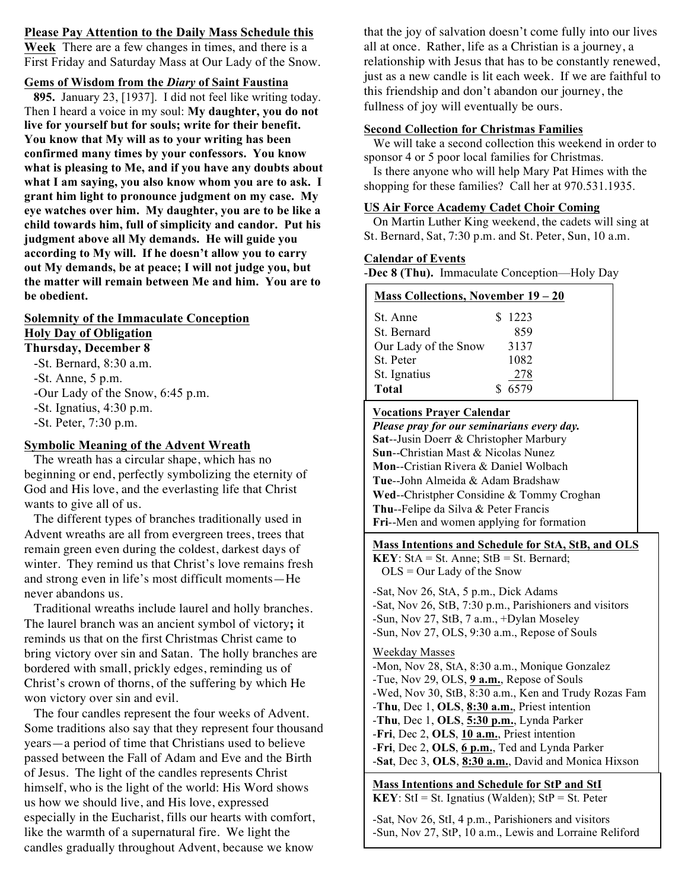**Please Pay Attention to the Daily Mass Schedule this Week** There are a few changes in times, and there is a First Friday and Saturday Mass at Our Lady of the Snow.

**Gems of Wisdom from the *Diary* of Saint Faustina**

**895.** January 23, [1937]. I did not feel like writing today. Then I heard a voice in my soul: **My daughter, you do not live for yourself but for souls; write for their benefit. You know that My will as to your writing has been confirmed many times by your confessors. You know what is pleasing to Me, and if you have any doubts about what I am saying, you also know whom you are to ask. I grant him light to pronounce judgment on my case. My eye watches over him. My daughter, you are to be like a child towards him, full of simplicity and candor. Put his judgment above all My demands. He will guide you according to My will. If he doesn't allow you to carry out My demands, be at peace; I will not judge you, but the matter will remain between Me and him. You are to be obedient.**

**Solemnity of the Immaculate Conception**
**Holy Day of Obligation**
**Thursday, December 8**

-St. Bernard, 8:30 a.m.
-St. Anne, 5 p.m.
-Our Lady of the Snow, 6:45 p.m.
-St. Ignatius, 4:30 p.m.
-St. Peter, 7:30 p.m.

**Symbolic Meaning of the Advent Wreath**

The wreath has a circular shape, which has no beginning or end, perfectly symbolizing the eternity of God and His love, and the everlasting life that Christ wants to give all of us.

The different types of branches traditionally used in Advent wreaths are all from evergreen trees, trees that remain green even during the coldest, darkest days of winter. They remind us that Christ's love remains fresh and strong even in life's most difficult moments—He never abandons us.

Traditional wreaths include laurel and holly branches. The laurel branch was an ancient symbol of victory**;** it reminds us that on the first Christmas Christ came to bring victory over sin and Satan. The holly branches are bordered with small, prickly edges, reminding us of Christ's crown of thorns, of the suffering by which He won victory over sin and evil.

The four candles represent the four weeks of Advent. Some traditions also say that they represent four thousand years—a period of time that Christians used to believe passed between the Fall of Adam and Eve and the Birth of Jesus. The light of the candles represents Christ himself, who is the light of the world: His Word shows us how we should live, and His love, expressed especially in the Eucharist, fills our hearts with comfort, like the warmth of a supernatural fire. We light the candles gradually throughout Advent, because we know that the joy of salvation doesn't come fully into our lives all at once. Rather, life as a Christian is a journey, a relationship with Jesus that has to be constantly renewed, just as a new candle is lit each week. If we are faithful to this friendship and don't abandon our journey, the fullness of joy will eventually be ours.

**Second Collection for Christmas Families**

We will take a second collection this weekend in order to sponsor 4 or 5 poor local families for Christmas.

Is there anyone who will help Mary Pat Himes with the shopping for these families? Call her at 970.531.1935.

**US Air Force Academy Cadet Choir Coming**

On Martin Luther King weekend, the cadets will sing at St. Bernard, Sat, 7:30 p.m. and St. Peter, Sun, 10 a.m.

**Calendar of Events**

-**Dec 8 (Thu).** Immaculate Conception—Holy Day

**Mass Collections, November 19 – 20**

| | |
|---|---|
| St. Anne | $ 1223 |
| St. Bernard | 859 |
| Our Lady of the Snow | 3137 |
| St. Peter | 1082 |
| St. Ignatius | 278 |
| **Total** | $ 6579 |

**Vocations Prayer Calendar**
***Please pray for our seminarians every day.***
**Sat**--Jusin Doerr & Christopher Marbury
**Sun**--Christian Mast & Nicolas Nunez
**Mon**--Cristian Rivera & Daniel Wolbach
**Tue**--John Almeida & Adam Bradshaw
**Wed**--Christpher Considine & Tommy Croghan
**Thu**--Felipe da Silva & Peter Francis
**Fri**--Men and women applying for formation

**Mass Intentions and Schedule for StA, StB, and OLS**
**KEY**: StA = St. Anne; StB = St. Bernard; OLS = Our Lady of the Snow

-Sat, Nov 26, StA, 5 p.m., Dick Adams
-Sat, Nov 26, StB, 7:30 p.m., Parishioners and visitors
-Sun, Nov 27, StB, 7 a.m., +Dylan Moseley
-Sun, Nov 27, OLS, 9:30 a.m., Repose of Souls

Weekday Masses
-Mon, Nov 28, StA, 8:30 a.m., Monique Gonzalez
-Tue, Nov 29, OLS, **9 a.m.**, Repose of Souls
-Wed, Nov 30, StB, 8:30 a.m., Ken and Trudy Rozas Fam
-**Thu**, Dec 1, **OLS**, **8:30 a.m.**, Priest intention
-**Thu**, Dec 1, **OLS**, **5:30 p.m.**, Lynda Parker
-**Fri**, Dec 2, **OLS**, **10 a.m.**, Priest intention
-**Fri**, Dec 2, **OLS**, **6 p.m.**, Ted and Lynda Parker
-**Sat**, Dec 3, **OLS**, **8:30 a.m.**, David and Monica Hixson

**Mass Intentions and Schedule for StP and StI**
**KEY**: StI = St. Ignatius (Walden); StP = St. Peter

-Sat, Nov 26, StI, 4 p.m., Parishioners and visitors
-Sun, Nov 27, StP, 10 a.m., Lewis and Lorraine Reliford